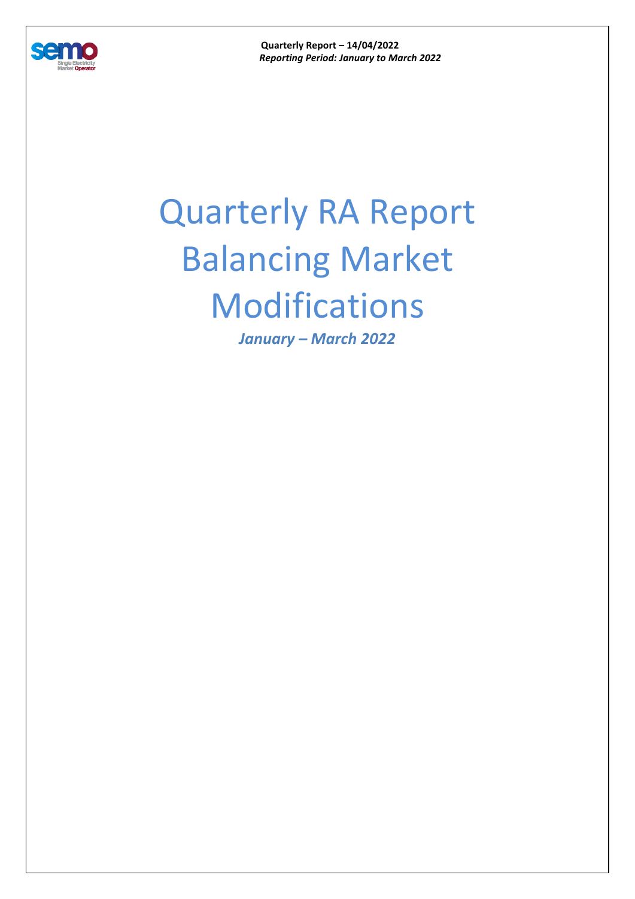**Quarterly Report – 14/04/2022**
***Reporting Period: January to March 2022***

# Quarterly RA Report Balancing Market Modifications

***January – March 2022***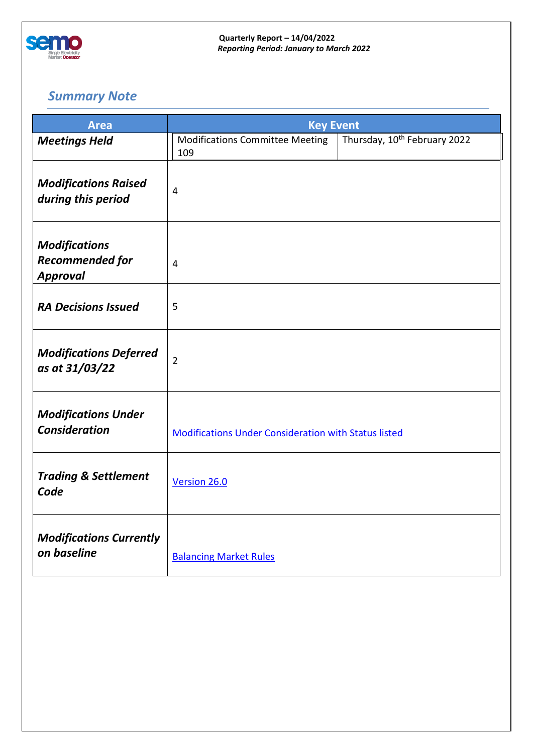Quarterly Report – 14/04/2022
*Reporting Period: January to March 2022*

## *Summary Note*

| Area | Key Event | |
|---|---|---|
| ***Meetings Held*** | Modifications Committee Meeting 109 | Thursday, 10th February 2022 |
| ***Modifications Raised during this period*** | 4 | |
| ***Modifications Recommended for Approval*** | 4 | |
| ***RA Decisions Issued*** | 5 | |
| ***Modifications Deferred as at 31/03/22*** | 2 | |
| ***Modifications Under Consideration*** | Modifications Under Consideration with Status listed | |
| ***Trading & Settlement Code*** | Version 26.0 | |
| ***Modifications Currently on baseline*** | Balancing Market Rules | |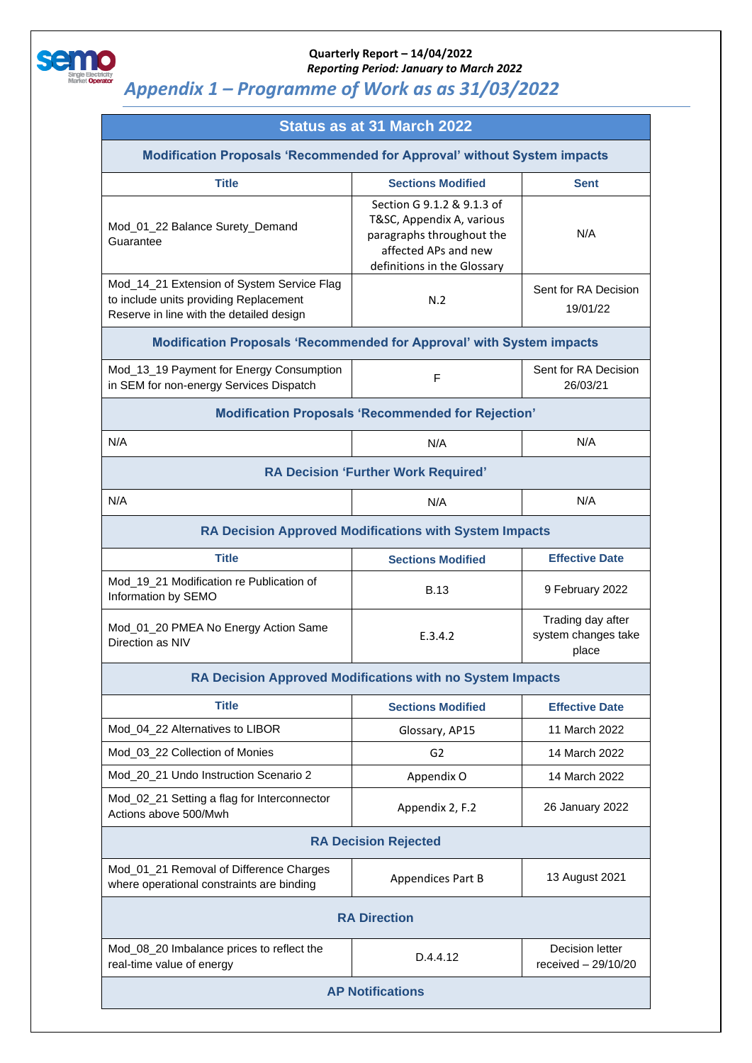## Appendix 1 – Programme of Work as as 31/03/2022

| Status as at 31 March 2022 | | |
|---|---|---|
| **Modification Proposals 'Recommended for Approval' without System impacts** | | |
| **Title** | **Sections Modified** | **Sent** |
| Mod_01_22 Balance Surety_Demand Guarantee | Section G 9.1.2 & 9.1.3 of T&SC, Appendix A, various paragraphs throughout the affected APs and new definitions in the Glossary | N/A |
| Mod_14_21 Extension of System Service Flag to include units providing Replacement Reserve in line with the detailed design | N.2 | Sent for RA Decision 19/01/22 |
| **Modification Proposals 'Recommended for Approval' with System impacts** | | |
| Mod_13_19 Payment for Energy Consumption in SEM for non-energy Services Dispatch | F | Sent for RA Decision 26/03/21 |
| **Modification Proposals 'Recommended for Rejection'** | | |
| N/A | N/A | N/A |
| **RA Decision 'Further Work Required'** | | |
| N/A | N/A | N/A |
| **RA Decision Approved Modifications with System Impacts** | | |
| **Title** | **Sections Modified** | **Effective Date** |
| Mod_19_21 Modification re Publication of Information by SEMO | B.13 | 9 February 2022 |
| Mod_01_20 PMEA No Energy Action Same Direction as NIV | E.3.4.2 | Trading day after system changes take place |
| **RA Decision Approved Modifications with no System Impacts** | | |
| **Title** | **Sections Modified** | **Effective Date** |
| Mod_04_22 Alternatives to LIBOR | Glossary, AP15 | 11 March 2022 |
| Mod_03_22 Collection of Monies | G2 | 14 March 2022 |
| Mod_20_21 Undo Instruction Scenario 2 | Appendix O | 14 March 2022 |
| Mod_02_21 Setting a flag for Interconnector Actions above 500/Mwh | Appendix 2, F.2 | 26 January 2022 |
| **RA Decision Rejected** | | |
| Mod_01_21 Removal of Difference Charges where operational constraints are binding | Appendices Part B | 13 August 2021 |
| **RA Direction** | | |
| Mod_08_20 Imbalance prices to reflect the real-time value of energy | D.4.4.12 | Decision letter received – 29/10/20 |
| **AP Notifications** | | |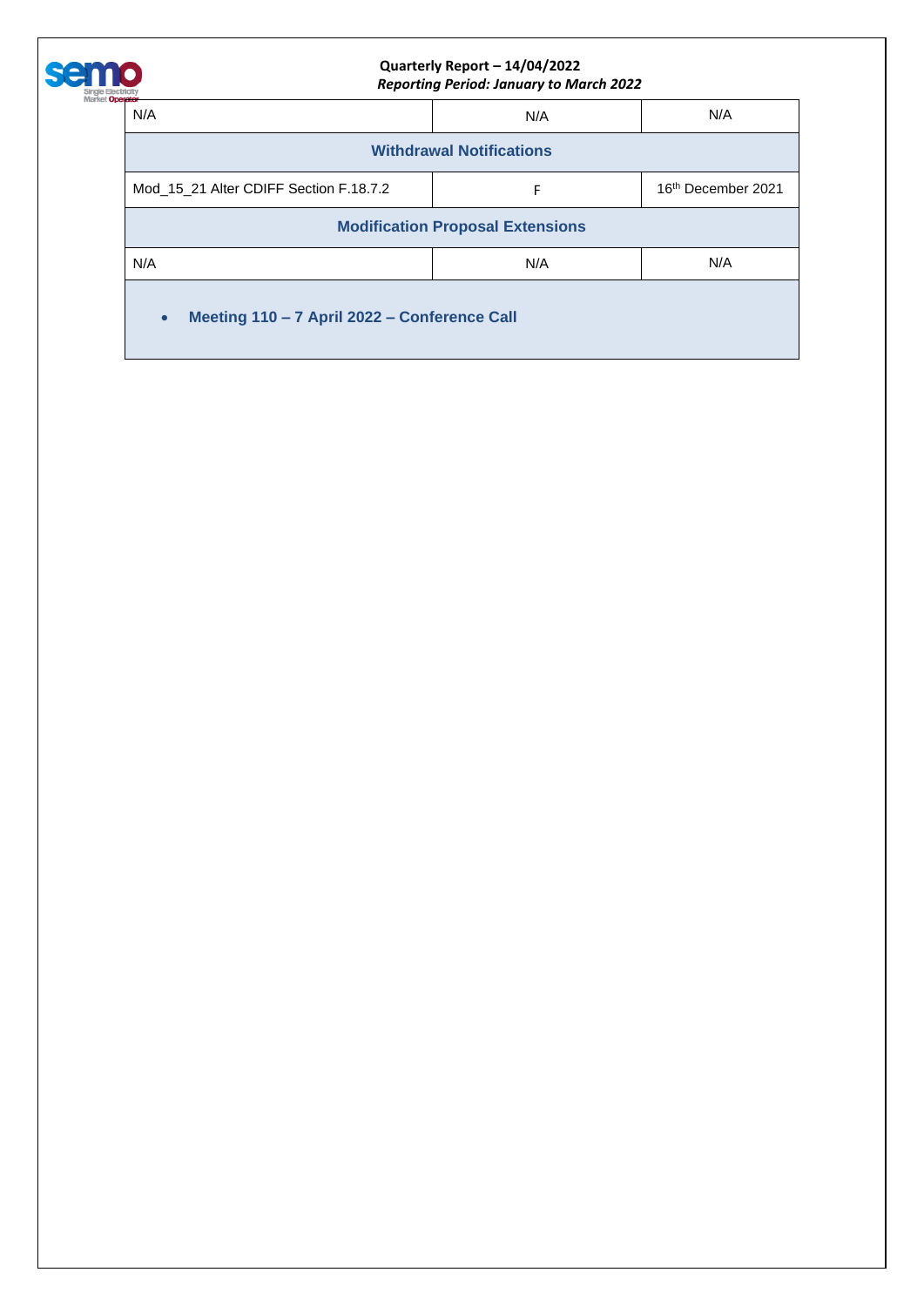| | | |
|---|---|---|
| N/A | N/A | N/A |
| **Withdrawal Notifications** | | |
| Mod_15_21 Alter CDIFF Section F.18.7.2 | F | 16th December 2021 |
| **Modification Proposal Extensions** | | |
| N/A | N/A | N/A |

- **Meeting 110 – 7 April 2022 – Conference Call**